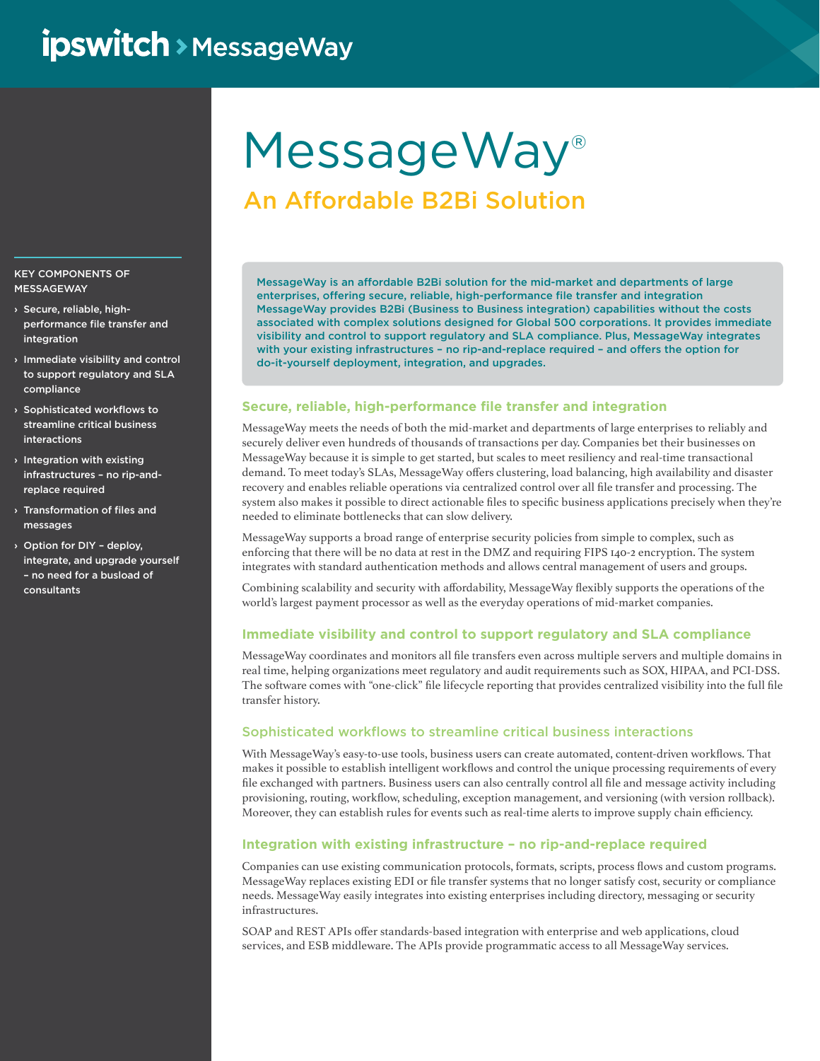ipswitch › MessageWay

# MessageWay®

## An Affordable B2Bi Solution

KEY COMPONENTS OF MESSAGEWAY

- Secure, reliable, high-performance file transfer and integration
- Immediate visibility and control to support regulatory and SLA compliance
- Sophisticated workflows to streamline critical business interactions
- Integration with existing infrastructures – no rip-and-replace required
- Transformation of files and messages
- Option for DIY – deploy, integrate, and upgrade yourself – no need for a busload of consultants

MessageWay is an affordable B2Bi solution for the mid-market and departments of large enterprises, offering secure, reliable, high-performance file transfer and integration MessageWay provides B2Bi (Business to Business integration) capabilities without the costs associated with complex solutions designed for Global 500 corporations. It provides immediate visibility and control to support regulatory and SLA compliance. Plus, MessageWay integrates with your existing infrastructures – no rip-and-replace required – and offers the option for do-it-yourself deployment, integration, and upgrades.

### Secure, reliable, high-performance file transfer and integration

MessageWay meets the needs of both the mid-market and departments of large enterprises to reliably and securely deliver even hundreds of thousands of transactions per day. Companies bet their businesses on MessageWay because it is simple to get started, but scales to meet resiliency and real-time transactional demand. To meet today's SLAs, MessageWay offers clustering, load balancing, high availability and disaster recovery and enables reliable operations via centralized control over all file transfer and processing. The system also makes it possible to direct actionable files to specific business applications precisely when they're needed to eliminate bottlenecks that can slow delivery.

MessageWay supports a broad range of enterprise security policies from simple to complex, such as enforcing that there will be no data at rest in the DMZ and requiring FIPS 140-2 encryption. The system integrates with standard authentication methods and allows central management of users and groups.

Combining scalability and security with affordability, MessageWay flexibly supports the operations of the world's largest payment processor as well as the everyday operations of mid-market companies.

### Immediate visibility and control to support regulatory and SLA compliance

MessageWay coordinates and monitors all file transfers even across multiple servers and multiple domains in real time, helping organizations meet regulatory and audit requirements such as SOX, HIPAA, and PCI-DSS. The software comes with "one-click" file lifecycle reporting that provides centralized visibility into the full file transfer history.

### Sophisticated workflows to streamline critical business interactions

With MessageWay's easy-to-use tools, business users can create automated, content-driven workflows. That makes it possible to establish intelligent workflows and control the unique processing requirements of every file exchanged with partners. Business users can also centrally control all file and message activity including provisioning, routing, workflow, scheduling, exception management, and versioning (with version rollback). Moreover, they can establish rules for events such as real-time alerts to improve supply chain efficiency.

### Integration with existing infrastructure – no rip-and-replace required

Companies can use existing communication protocols, formats, scripts, process flows and custom programs. MessageWay replaces existing EDI or file transfer systems that no longer satisfy cost, security or compliance needs. MessageWay easily integrates into existing enterprises including directory, messaging or security infrastructures.

SOAP and REST APIs offer standards-based integration with enterprise and web applications, cloud services, and ESB middleware. The APIs provide programmatic access to all MessageWay services.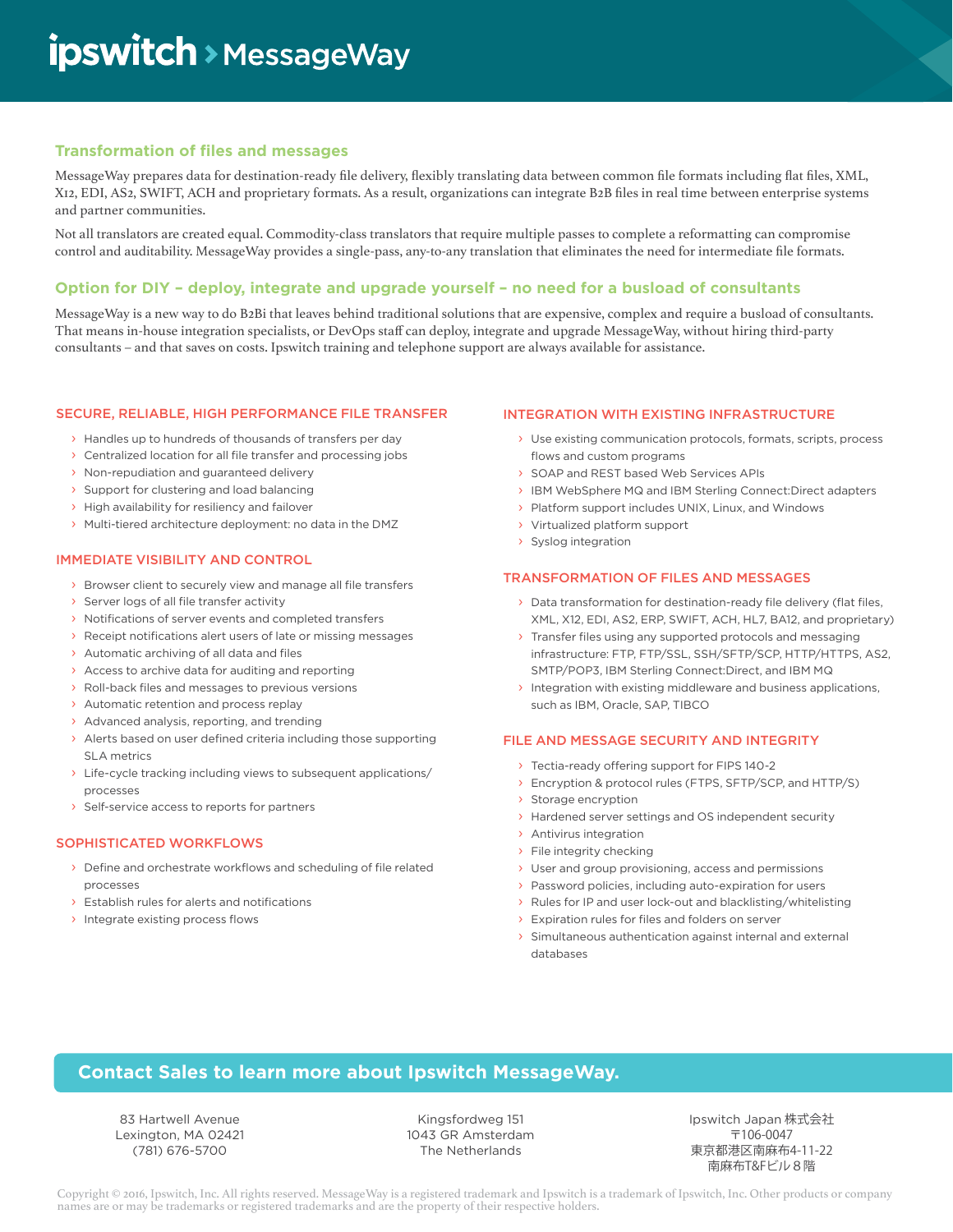# ipswitch › MessageWay

## Transformation of files and messages

MessageWay prepares data for destination-ready file delivery, flexibly translating data between common file formats including flat files, XML, X12, EDI, AS2, SWIFT, ACH and proprietary formats. As a result, organizations can integrate B2B files in real time between enterprise systems and partner communities.

Not all translators are created equal. Commodity-class translators that require multiple passes to complete a reformatting can compromise control and auditability. MessageWay provides a single-pass, any-to-any translation that eliminates the need for intermediate file formats.

## Option for DIY – deploy, integrate and upgrade yourself – no need for a busload of consultants

MessageWay is a new way to do B2Bi that leaves behind traditional solutions that are expensive, complex and require a busload of consultants. That means in-house integration specialists, or DevOps staff can deploy, integrate and upgrade MessageWay, without hiring third-party consultants – and that saves on costs. Ipswitch training and telephone support are always available for assistance.

### SECURE, RELIABLE, HIGH PERFORMANCE FILE TRANSFER

- Handles up to hundreds of thousands of transfers per day
- Centralized location for all file transfer and processing jobs
- Non-repudiation and guaranteed delivery
- Support for clustering and load balancing
- High availability for resiliency and failover
- Multi-tiered architecture deployment: no data in the DMZ

### IMMEDIATE VISIBILITY AND CONTROL

- Browser client to securely view and manage all file transfers
- Server logs of all file transfer activity
- Notifications of server events and completed transfers
- Receipt notifications alert users of late or missing messages
- Automatic archiving of all data and files
- Access to archive data for auditing and reporting
- Roll-back files and messages to previous versions
- Automatic retention and process replay
- Advanced analysis, reporting, and trending
- Alerts based on user defined criteria including those supporting SLA metrics
- Life-cycle tracking including views to subsequent applications/processes
- Self-service access to reports for partners

### SOPHISTICATED WORKFLOWS

- Define and orchestrate workflows and scheduling of file related processes
- Establish rules for alerts and notifications
- Integrate existing process flows

### INTEGRATION WITH EXISTING INFRASTRUCTURE

- Use existing communication protocols, formats, scripts, process flows and custom programs
- SOAP and REST based Web Services APIs
- IBM WebSphere MQ and IBM Sterling Connect:Direct adapters
- Platform support includes UNIX, Linux, and Windows
- Virtualized platform support
- Syslog integration

### TRANSFORMATION OF FILES AND MESSAGES

- Data transformation for destination-ready file delivery (flat files, XML, X12, EDI, AS2, ERP, SWIFT, ACH, HL7, BA12, and proprietary)
- Transfer files using any supported protocols and messaging infrastructure: FTP, FTP/SSL, SSH/SFTP/SCP, HTTP/HTTPS, AS2, SMTP/POP3, IBM Sterling Connect:Direct, and IBM MQ
- Integration with existing middleware and business applications, such as IBM, Oracle, SAP, TIBCO

### FILE AND MESSAGE SECURITY AND INTEGRITY

- Tectia-ready offering support for FIPS 140-2
- Encryption & protocol rules (FTPS, SFTP/SCP, and HTTP/S)
- Storage encryption
- Hardened server settings and OS independent security
- Antivirus integration
- File integrity checking
- User and group provisioning, access and permissions
- Password policies, including auto-expiration for users
- Rules for IP and user lock-out and blacklisting/whitelisting
- Expiration rules for files and folders on server
- Simultaneous authentication against internal and external databases

## Contact Sales to learn more about Ipswitch MessageWay.

83 Hartwell Avenue
Lexington, MA 02421
(781) 676-5700

Kingsfordweg 151
1043 GR Amsterdam
The Netherlands

Ipswitch Japan 株式会社
〒106-0047
東京都港区南麻布4-11-22
南麻布T&Fビル８階

Copyright © 2016, Ipswitch, Inc. All rights reserved. MessageWay is a registered trademark and Ipswitch is a trademark of Ipswitch, Inc. Other products or company names are or may be trademarks or registered trademarks and are the property of their respective holders.